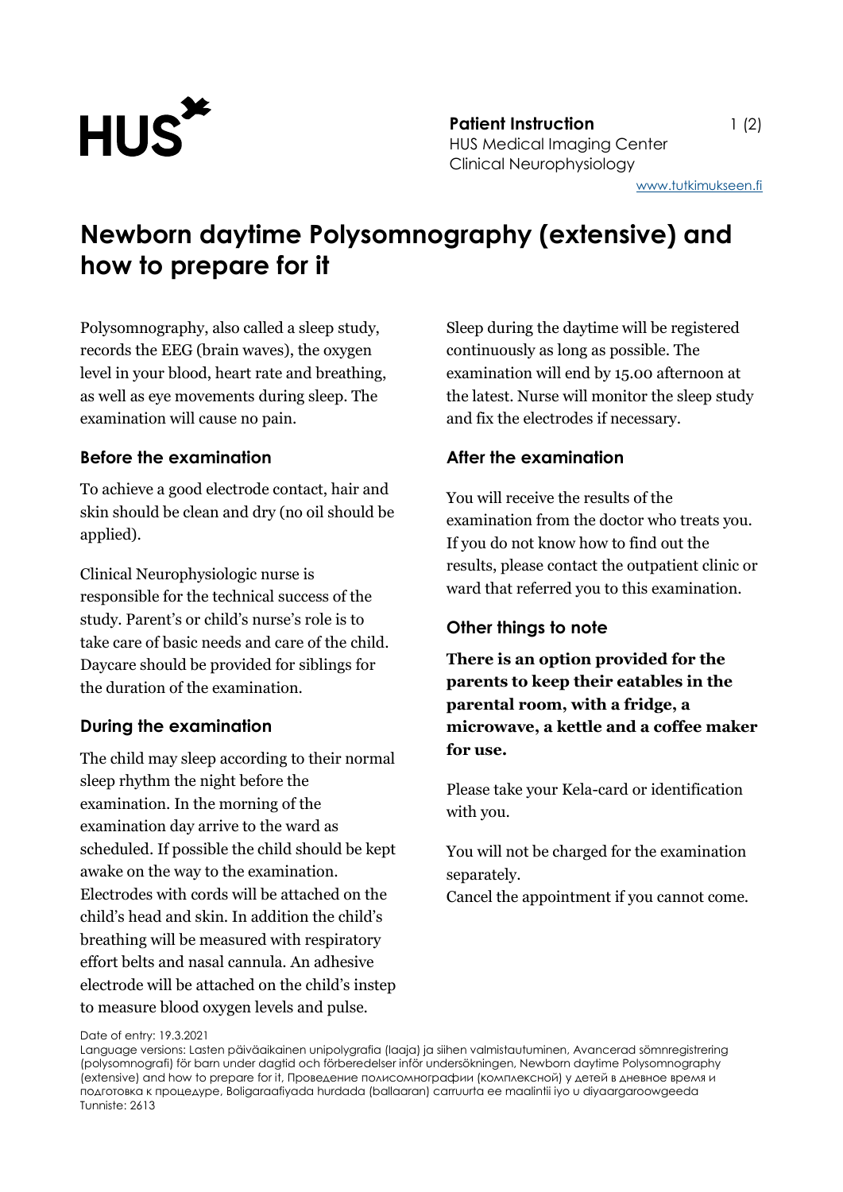**Patient Instruction**
HUS Medical Imaging Center
Clinical Neurophysiology

www.tutkimukseen.fi

# Newborn daytime Polysomnography (extensive) and how to prepare for it

Polysomnography, also called a sleep study, records the EEG (brain waves), the oxygen level in your blood, heart rate and breathing, as well as eye movements during sleep. The examination will cause no pain.

## Before the examination

To achieve a good electrode contact, hair and skin should be clean and dry (no oil should be applied).

Clinical Neurophysiologic nurse is responsible for the technical success of the study. Parent's or child's nurse's role is to take care of basic needs and care of the child. Daycare should be provided for siblings for the duration of the examination.

## During the examination

The child may sleep according to their normal sleep rhythm the night before the examination. In the morning of the examination day arrive to the ward as scheduled. If possible the child should be kept awake on the way to the examination. Electrodes with cords will be attached on the child's head and skin. In addition the child's breathing will be measured with respiratory effort belts and nasal cannula. An adhesive electrode will be attached on the child's instep to measure blood oxygen levels and pulse.

Sleep during the daytime will be registered continuously as long as possible. The examination will end by 15.00 afternoon at the latest. Nurse will monitor the sleep study and fix the electrodes if necessary.

## After the examination

You will receive the results of the examination from the doctor who treats you. If you do not know how to find out the results, please contact the outpatient clinic or ward that referred you to this examination.

## Other things to note

**There is an option provided for the parents to keep their eatables in the parental room, with a fridge, a microwave, a kettle and a coffee maker for use.**

Please take your Kela-card or identification with you.

You will not be charged for the examination separately.
Cancel the appointment if you cannot come.

Date of entry: 19.3.2021
Language versions: Lasten päiväaikainen unipolygrafia (laaja) ja siihen valmistautuminen, Avancerad sömnregistrering (polysomnografi) för barn under dagtid och förberedelser inför undersökningen, Newborn daytime Polysomnography (extensive) and how to prepare for it, Проведение полисомнографии (комплексной) у детей в дневное время и подготовка к процедуре, Boligaraafiyada hurdada (ballaaran) carruurta ee maalintii iyo u diyaargaroowgeeda
Tunniste: 2613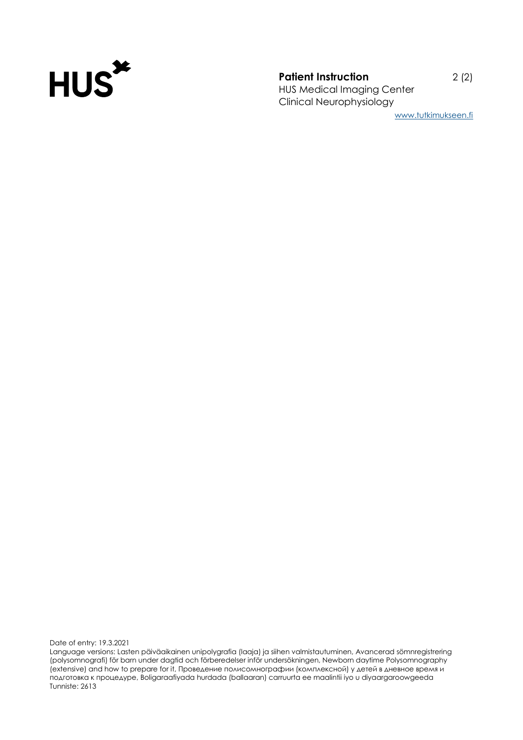Date of entry: 19.3.2021

Language versions: Lasten päiväaikainen unipolygrafia (laaja) ja siihen valmistautuminen, Avancerad sömnregistrering (polysomnografi) för barn under dagtid och förberedelser inför undersökningen, Newborn daytime Polysomnography (extensive) and how to prepare for it, Проведение полисомнографии (комплексной) у детей в дневное время и подготовка к процедуре, Boligaraafiyada hurdada (ballaaran) carruurta ee maalintii iyo u diyaargaroowgeeda

Tunniste: 2613